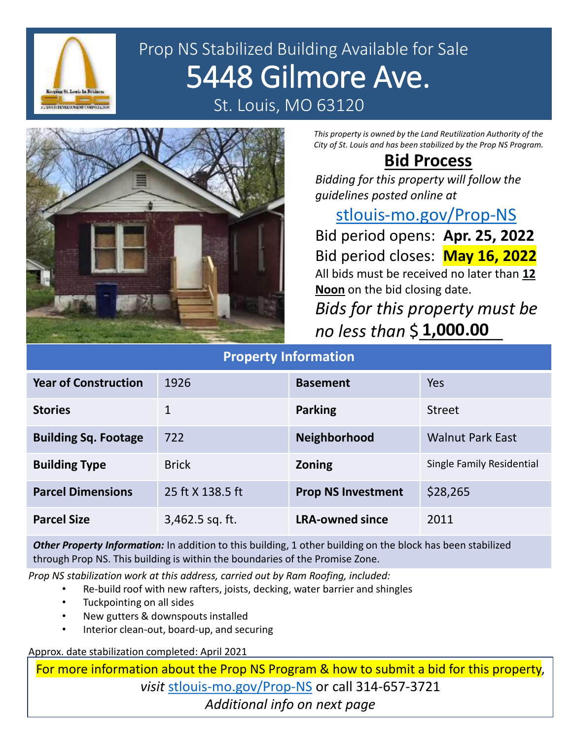# Prop NS Stabilized Building Available for Sale

# 5448 Gilmore Ave.

St. Louis, MO 63120

*This property is owned by the Land Reutilization Authority of the City of St. Louis and has been stabilized by the Prop NS Program.*

## Bid Process

*Bidding for this property will follow the guidelines posted online at*

stlouis-mo.gov/Prop-NS

Bid period opens: **Apr. 25, 2022**

Bid period closes: **May 16, 2022**

All bids must be received no later than **12 Noon** on the bid closing date.

*Bids for this property must be no less than* $ **1,000.00**

## Property Information

| Year of Construction | 1926 | Basement | Yes |
|---|---|---|---|
| Stories | 1 | Parking | Street |
| Building Sq. Footage | 722 | Neighborhood | Walnut Park East |
| Building Type | Brick | Zoning | Single Family Residential |
| Parcel Dimensions | 25 ft X 138.5 ft | Prop NS Investment | $28,265 |
| Parcel Size | 3,462.5 sq. ft. | LRA-owned since | 2011 |

***Other Property Information:*** In addition to this building, 1 other building on the block has been stabilized through Prop NS. This building is within the boundaries of the Promise Zone.

*Prop NS stabilization work at this address, carried out by Ram Roofing, included:*

- Re-build roof with new rafters, joists, decking, water barrier and shingles
- Tuckpointing on all sides
- New gutters & downspouts installed
- Interior clean-out, board-up, and securing

Approx. date stabilization completed: April 2021

For more information about the Prop NS Program & how to submit a bid for this property, *visit* stlouis-mo.gov/Prop-NS or call 314-657-3721

*Additional info on next page*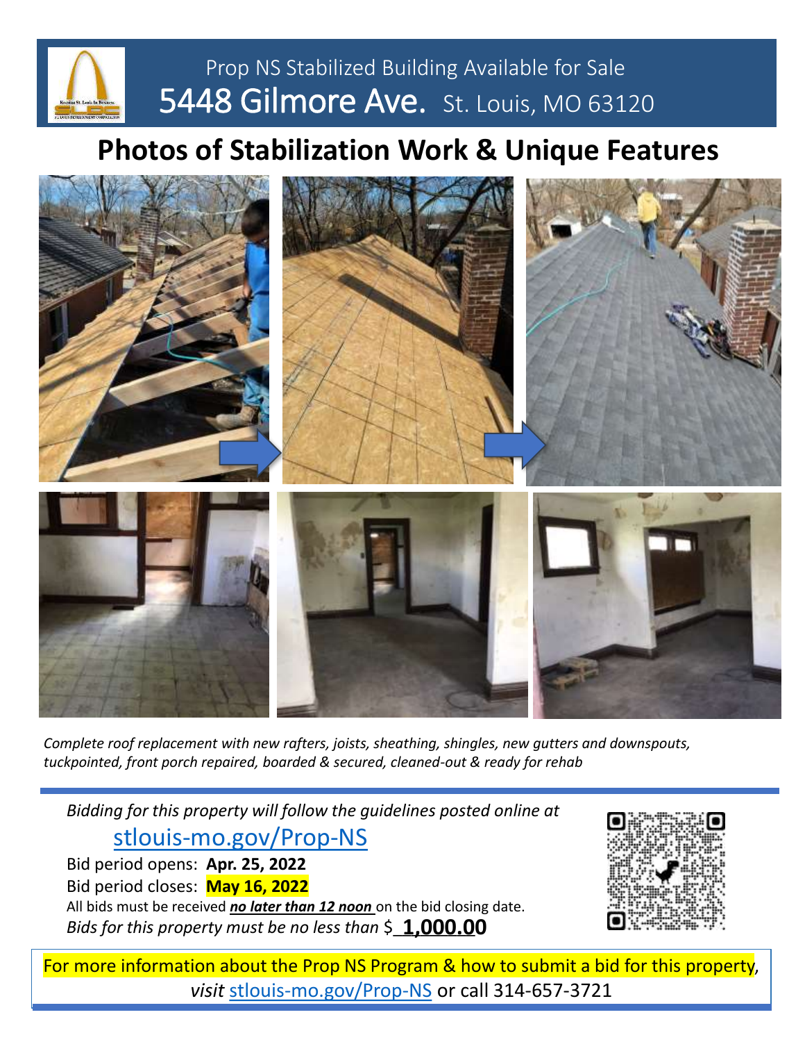Prop NS Stabilized Building Available for Sale

# 5448 Gilmore Ave. St. Louis, MO 63120

## Photos of Stabilization Work & Unique Features

*Complete roof replacement with new rafters, joists, sheathing, shingles, new gutters and downspouts, tuckpointed, front porch repaired, boarded & secured, cleaned-out & ready for rehab*

*Bidding for this property will follow the guidelines posted online at*

stlouis-mo.gov/Prop-NS

Bid period opens: **Apr. 25, 2022**

Bid period closes: **May 16, 2022**

All bids must be received ***no later than 12 noon*** on the bid closing date.

*Bids for this property must be no less than* $ **1,000.00**

For more information about the Prop NS Program & how to submit a bid for this property, *visit* stlouis-mo.gov/Prop-NS or call 314-657-3721